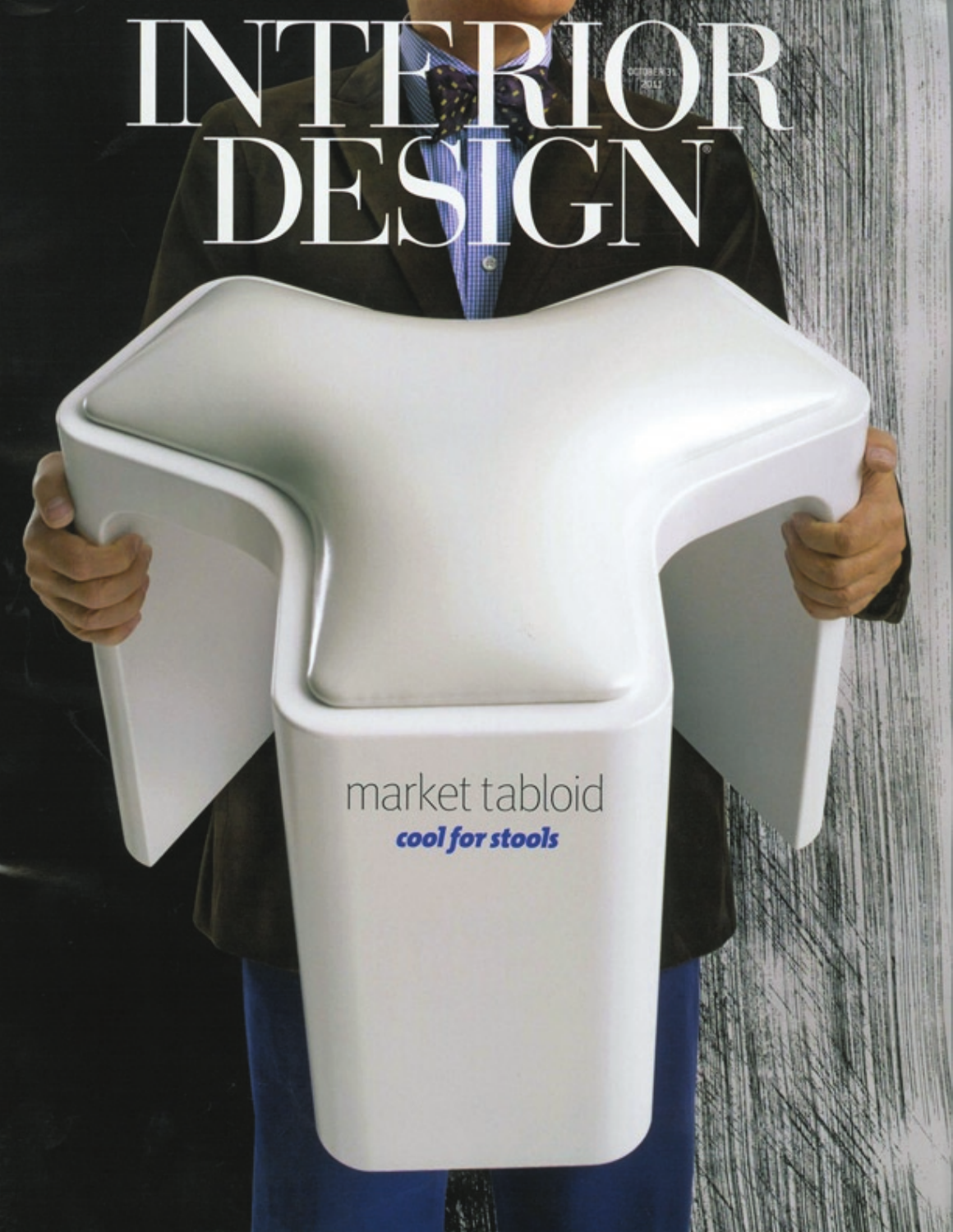# INTERIOR DESIGN

OCTOBER 31 2011

market tabloid

***cool for stools***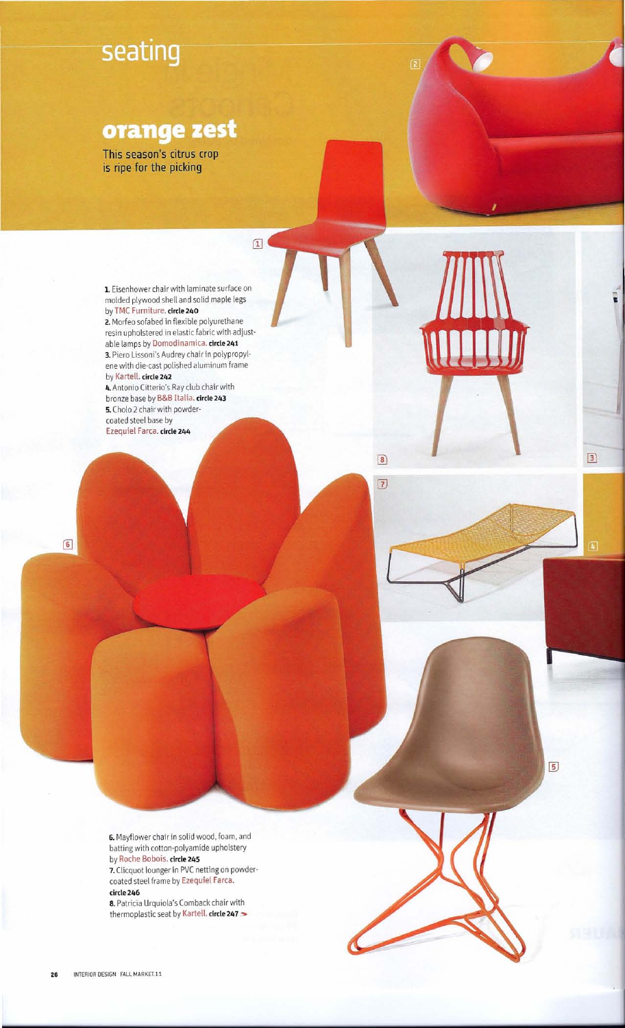# seating

## orange zest

This season's citrus crop is ripe for the picking

**1.** Eisenhower chair with laminate surface on molded plywood shell and solid maple legs by TMC Furniture. **circle 240**

**2.** Morfeo sofabed in flexible polyurethane resin upholstered in elastic fabric with adjustable lamps by Domodinamica. **circle 241**

**3.** Piero Lissoni's Audrey chair in polypropylene with die-cast polished aluminum frame by Kartell. **circle 242**

**4.** Antonio Citterio's Ray club chair with bronze base by B&B Italia. **circle 243**

**5.** Cholo 2 chair with powder-coated steel base by Ezequiel Farca. **circle 244**

**6.** Mayflower chair in solid wood, foam, and batting with cotton-polyamide upholstery by Roche Bobois. **circle 245**

**7.** Clicquot lounger in PVC netting on powder-coated steel frame by Ezequiel Farca. **circle 246**

**8.** Patricia Urquiola's Comback chair with thermoplastic seat by Kartell. **circle 247**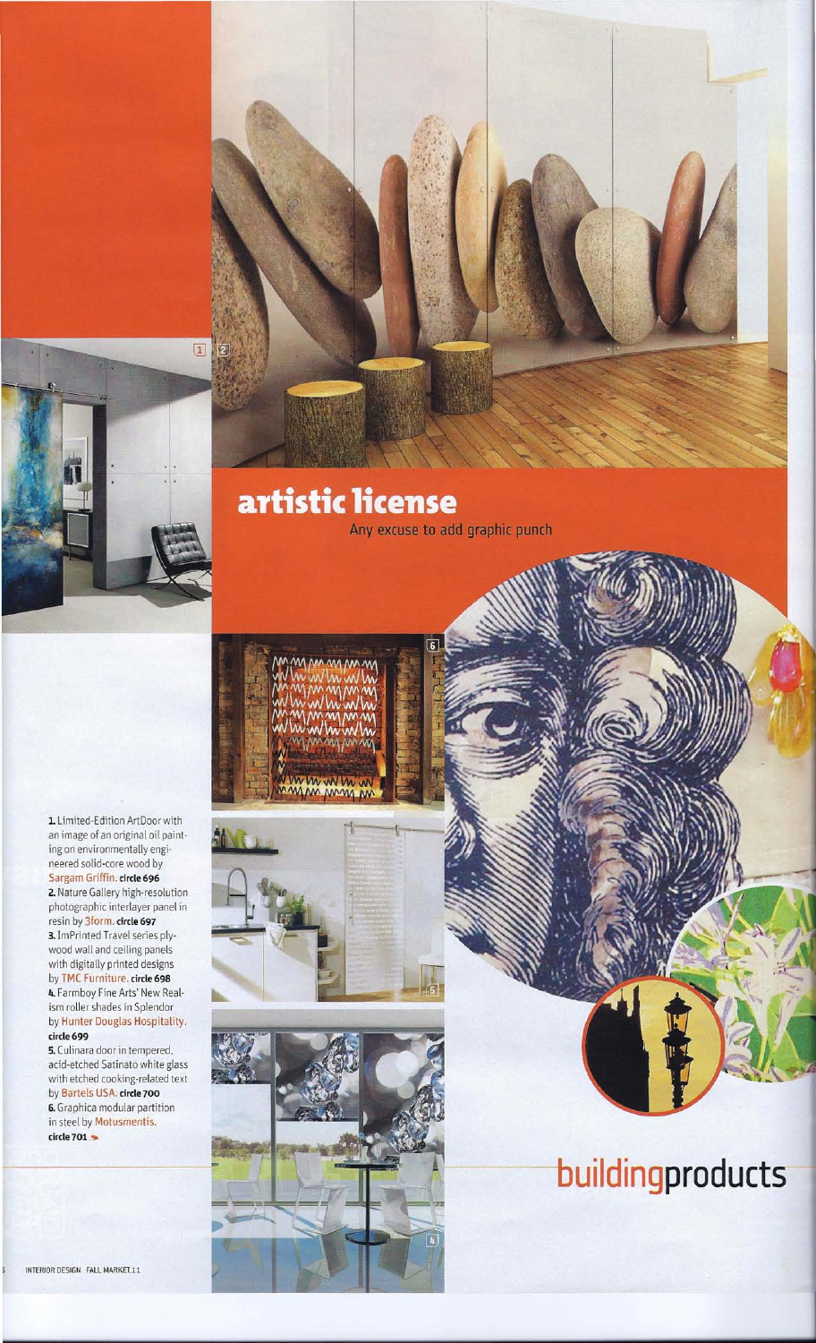# artistic license

Any excuse to add graphic punch

1. Limited-Edition ArtDoor with an image of an original oil painting on environmentally engineered solid-core wood by Sargam Griffin. circle 696
2. Nature Gallery high-resolution photographic interlayer panel in resin by 3form. circle 697
3. ImPrinted Travel series plywood wall and ceiling panels with digitally printed designs by TMC Furniture. circle 698
4. Farmboy Fine Arts' New Realism roller shades in Splendor by Hunter Douglas Hospitality. circle 699
5. Culinara door in tempered, acid-etched Satinato white glass with etched cooking-related text by Bartels USA. circle 700
6. Graphica modular partition in steel by Motusmentis. circle 701

## buildingproducts